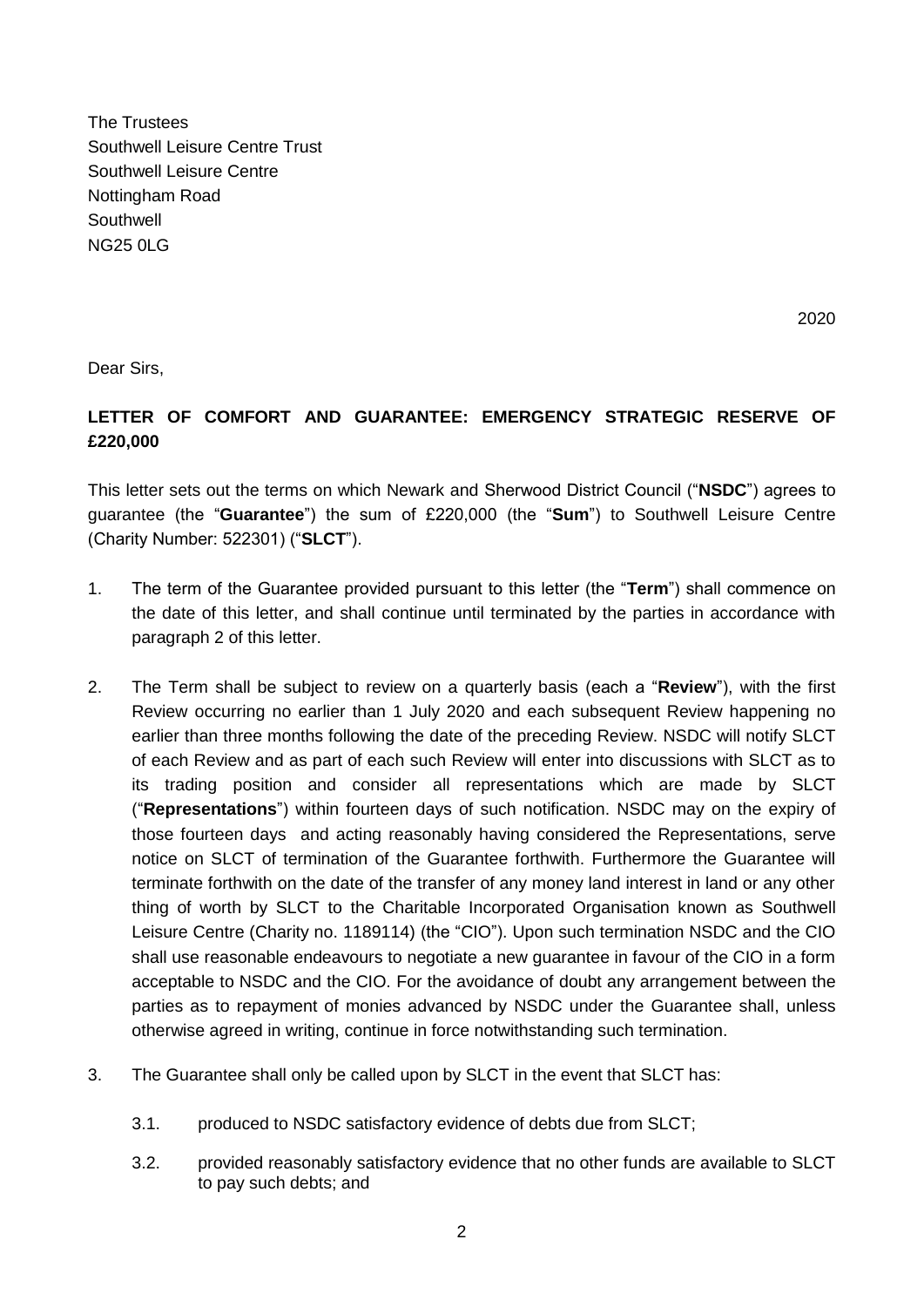The Trustees
Southwell Leisure Centre Trust
Southwell Leisure Centre
Nottingham Road
Southwell
NG25 0LG

2020

Dear Sirs,

**LETTER OF COMFORT AND GUARANTEE: EMERGENCY STRATEGIC RESERVE OF £220,000**

This letter sets out the terms on which Newark and Sherwood District Council ("**NSDC**") agrees to guarantee (the "**Guarantee**") the sum of £220,000 (the "**Sum**") to Southwell Leisure Centre (Charity Number: 522301) ("**SLCT**").

1. The term of the Guarantee provided pursuant to this letter (the "**Term**") shall commence on the date of this letter, and shall continue until terminated by the parties in accordance with paragraph 2 of this letter.

2. The Term shall be subject to review on a quarterly basis (each a "**Review**"), with the first Review occurring no earlier than 1 July 2020 and each subsequent Review happening no earlier than three months following the date of the preceding Review. NSDC will notify SLCT of each Review and as part of each such Review will enter into discussions with SLCT as to its trading position and consider all representations which are made by SLCT ("**Representations**") within fourteen days of such notification. NSDC may on the expiry of those fourteen days and acting reasonably having considered the Representations, serve notice on SLCT of termination of the Guarantee forthwith. Furthermore the Guarantee will terminate forthwith on the date of the transfer of any money land interest in land or any other thing of worth by SLCT to the Charitable Incorporated Organisation known as Southwell Leisure Centre (Charity no. 1189114) (the "CIO"). Upon such termination NSDC and the CIO shall use reasonable endeavours to negotiate a new guarantee in favour of the CIO in a form acceptable to NSDC and the CIO. For the avoidance of doubt any arrangement between the parties as to repayment of monies advanced by NSDC under the Guarantee shall, unless otherwise agreed in writing, continue in force notwithstanding such termination.

3. The Guarantee shall only be called upon by SLCT in the event that SLCT has:

   3.1. produced to NSDC satisfactory evidence of debts due from SLCT;

   3.2. provided reasonably satisfactory evidence that no other funds are available to SLCT to pay such debts; and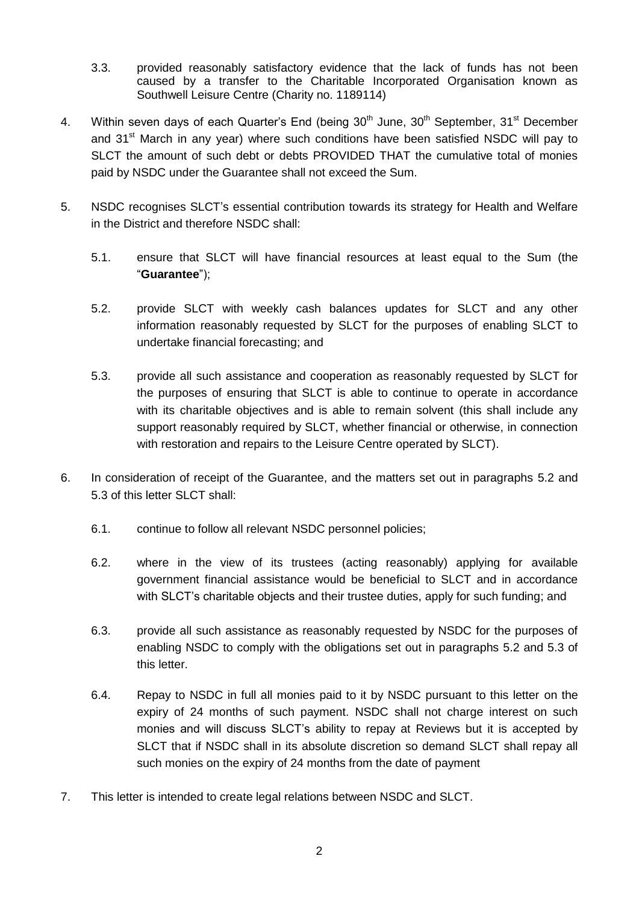3.3. provided reasonably satisfactory evidence that the lack of funds has not been caused by a transfer to the Charitable Incorporated Organisation known as Southwell Leisure Centre (Charity no. 1189114)

4. Within seven days of each Quarter's End (being 30th June, 30th September, 31st December and 31st March in any year) where such conditions have been satisfied NSDC will pay to SLCT the amount of such debt or debts PROVIDED THAT the cumulative total of monies paid by NSDC under the Guarantee shall not exceed the Sum.

5. NSDC recognises SLCT's essential contribution towards its strategy for Health and Welfare in the District and therefore NSDC shall:

   5.1. ensure that SLCT will have financial resources at least equal to the Sum (the "**Guarantee**");

   5.2. provide SLCT with weekly cash balances updates for SLCT and any other information reasonably requested by SLCT for the purposes of enabling SLCT to undertake financial forecasting; and

   5.3. provide all such assistance and cooperation as reasonably requested by SLCT for the purposes of ensuring that SLCT is able to continue to operate in accordance with its charitable objectives and is able to remain solvent (this shall include any support reasonably required by SLCT, whether financial or otherwise, in connection with restoration and repairs to the Leisure Centre operated by SLCT).

6. In consideration of receipt of the Guarantee, and the matters set out in paragraphs 5.2 and 5.3 of this letter SLCT shall:

   6.1. continue to follow all relevant NSDC personnel policies;

   6.2. where in the view of its trustees (acting reasonably) applying for available government financial assistance would be beneficial to SLCT and in accordance with SLCT's charitable objects and their trustee duties, apply for such funding; and

   6.3. provide all such assistance as reasonably requested by NSDC for the purposes of enabling NSDC to comply with the obligations set out in paragraphs 5.2 and 5.3 of this letter.

   6.4. Repay to NSDC in full all monies paid to it by NSDC pursuant to this letter on the expiry of 24 months of such payment. NSDC shall not charge interest on such monies and will discuss SLCT's ability to repay at Reviews but it is accepted by SLCT that if NSDC shall in its absolute discretion so demand SLCT shall repay all such monies on the expiry of 24 months from the date of payment

7. This letter is intended to create legal relations between NSDC and SLCT.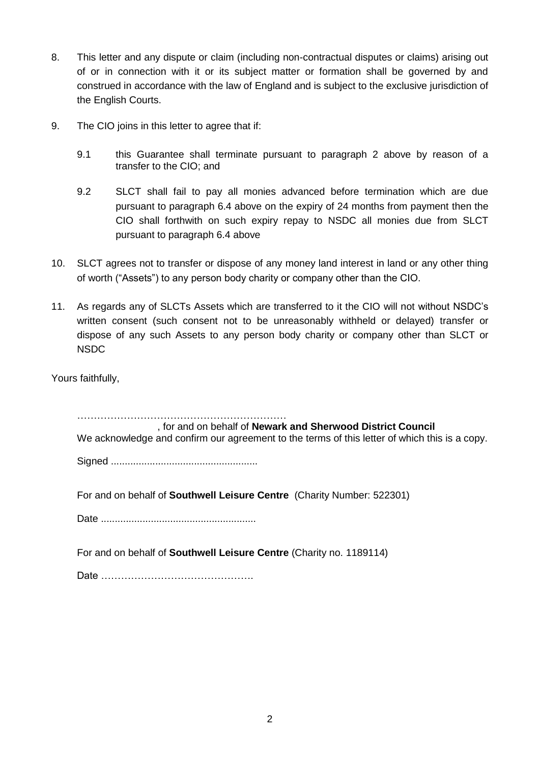8. This letter and any dispute or claim (including non-contractual disputes or claims) arising out of or in connection with it or its subject matter or formation shall be governed by and construed in accordance with the law of England and is subject to the exclusive jurisdiction of the English Courts.

9. The CIO joins in this letter to agree that if:

   9.1 this Guarantee shall terminate pursuant to paragraph 2 above by reason of a transfer to the CIO; and

   9.2 SLCT shall fail to pay all monies advanced before termination which are due pursuant to paragraph 6.4 above on the expiry of 24 months from payment then the CIO shall forthwith on such expiry repay to NSDC all monies due from SLCT pursuant to paragraph 6.4 above

10. SLCT agrees not to transfer or dispose of any money land interest in land or any other thing of worth ("Assets") to any person body charity or company other than the CIO.

11. As regards any of SLCTs Assets which are transferred to it the CIO will not without NSDC's written consent (such consent not to be unreasonably withheld or delayed) transfer or dispose of any such Assets to any person body charity or company other than SLCT or NSDC

Yours faithfully,

………………………………………………………

, for and on behalf of **Newark and Sherwood District Council**

We acknowledge and confirm our agreement to the terms of this letter of which this is a copy.

Signed ....................................................

For and on behalf of **Southwell Leisure Centre** (Charity Number: 522301)

Date .......................................................

For and on behalf of **Southwell Leisure Centre** (Charity no. 1189114)

Date ……………………………………….